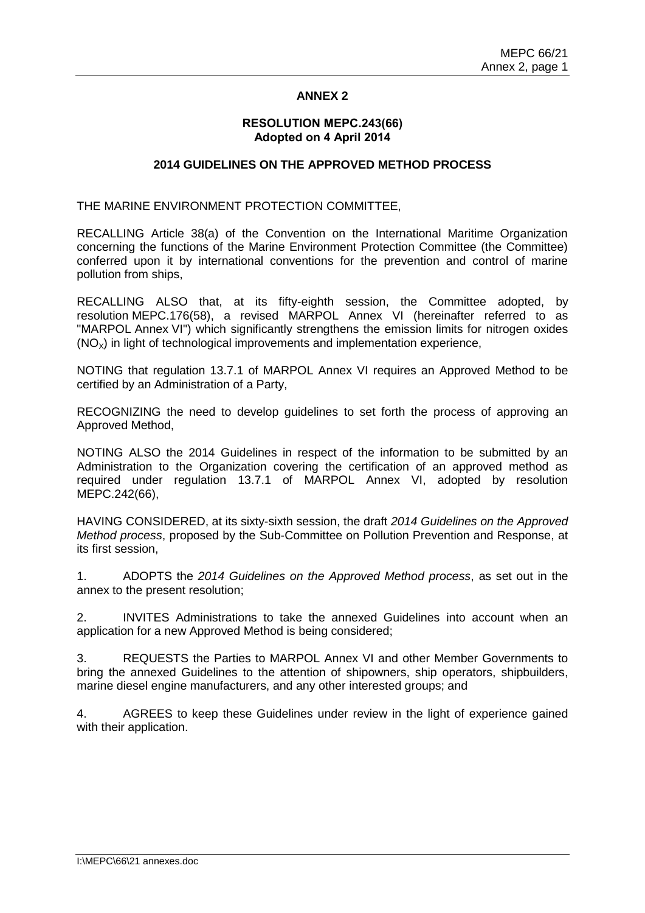# ANNEX 2

## RESOLUTION MEPC.243(66)
### Adopted on 4 April 2014

## 2014 GUIDELINES ON THE APPROVED METHOD PROCESS

THE MARINE ENVIRONMENT PROTECTION COMMITTEE,

RECALLING Article 38(a) of the Convention on the International Maritime Organization concerning the functions of the Marine Environment Protection Committee (the Committee) conferred upon it by international conventions for the prevention and control of marine pollution from ships,

RECALLING ALSO that, at its fifty-eighth session, the Committee adopted, by resolution MEPC.176(58), a revised MARPOL Annex VI (hereinafter referred to as "MARPOL Annex VI") which significantly strengthens the emission limits for nitrogen oxides ($NO_X$) in light of technological improvements and implementation experience,

NOTING that regulation 13.7.1 of MARPOL Annex VI requires an Approved Method to be certified by an Administration of a Party,

RECOGNIZING the need to develop guidelines to set forth the process of approving an Approved Method,

NOTING ALSO the 2014 Guidelines in respect of the information to be submitted by an Administration to the Organization covering the certification of an approved method as required under regulation 13.7.1 of MARPOL Annex VI, adopted by resolution MEPC.242(66),

HAVING CONSIDERED, at its sixty-sixth session, the draft *2014 Guidelines on the Approved Method process*, proposed by the Sub-Committee on Pollution Prevention and Response, at its first session,

1. ADOPTS the *2014 Guidelines on the Approved Method process*, as set out in the annex to the present resolution;

2. INVITES Administrations to take the annexed Guidelines into account when an application for a new Approved Method is being considered;

3. REQUESTS the Parties to MARPOL Annex VI and other Member Governments to bring the annexed Guidelines to the attention of shipowners, ship operators, shipbuilders, marine diesel engine manufacturers, and any other interested groups; and

4. AGREES to keep these Guidelines under review in the light of experience gained with their application.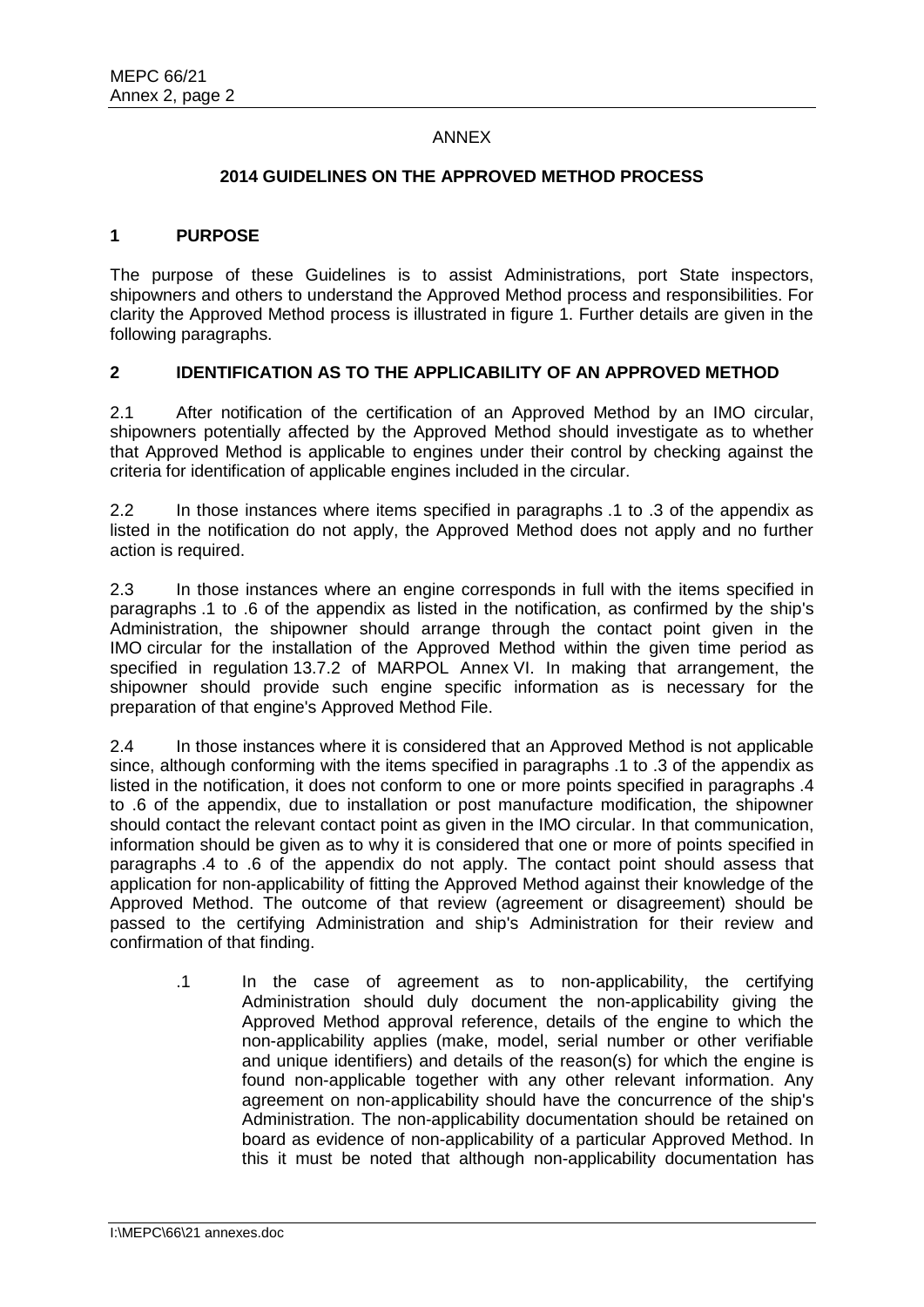ANNEX

## 2014 GUIDELINES ON THE APPROVED METHOD PROCESS

### 1 PURPOSE

The purpose of these Guidelines is to assist Administrations, port State inspectors, shipowners and others to understand the Approved Method process and responsibilities. For clarity the Approved Method process is illustrated in figure 1. Further details are given in the following paragraphs.

### 2 IDENTIFICATION AS TO THE APPLICABILITY OF AN APPROVED METHOD

2.1 After notification of the certification of an Approved Method by an IMO circular, shipowners potentially affected by the Approved Method should investigate as to whether that Approved Method is applicable to engines under their control by checking against the criteria for identification of applicable engines included in the circular.

2.2 In those instances where items specified in paragraphs .1 to .3 of the appendix as listed in the notification do not apply, the Approved Method does not apply and no further action is required.

2.3 In those instances where an engine corresponds in full with the items specified in paragraphs .1 to .6 of the appendix as listed in the notification, as confirmed by the ship's Administration, the shipowner should arrange through the contact point given in the IMO circular for the installation of the Approved Method within the given time period as specified in regulation 13.7.2 of MARPOL Annex VI. In making that arrangement, the shipowner should provide such engine specific information as is necessary for the preparation of that engine's Approved Method File.

2.4 In those instances where it is considered that an Approved Method is not applicable since, although conforming with the items specified in paragraphs .1 to .3 of the appendix as listed in the notification, it does not conform to one or more points specified in paragraphs .4 to .6 of the appendix, due to installation or post manufacture modification, the shipowner should contact the relevant contact point as given in the IMO circular. In that communication, information should be given as to why it is considered that one or more of points specified in paragraphs .4 to .6 of the appendix do not apply. The contact point should assess that application for non-applicability of fitting the Approved Method against their knowledge of the Approved Method. The outcome of that review (agreement or disagreement) should be passed to the certifying Administration and ship's Administration for their review and confirmation of that finding.

> .1 In the case of agreement as to non-applicability, the certifying Administration should duly document the non-applicability giving the Approved Method approval reference, details of the engine to which the non-applicability applies (make, model, serial number or other verifiable and unique identifiers) and details of the reason(s) for which the engine is found non-applicable together with any other relevant information. Any agreement on non-applicability should have the concurrence of the ship's Administration. The non-applicability documentation should be retained on board as evidence of non-applicability of a particular Approved Method. In this it must be noted that although non-applicability documentation has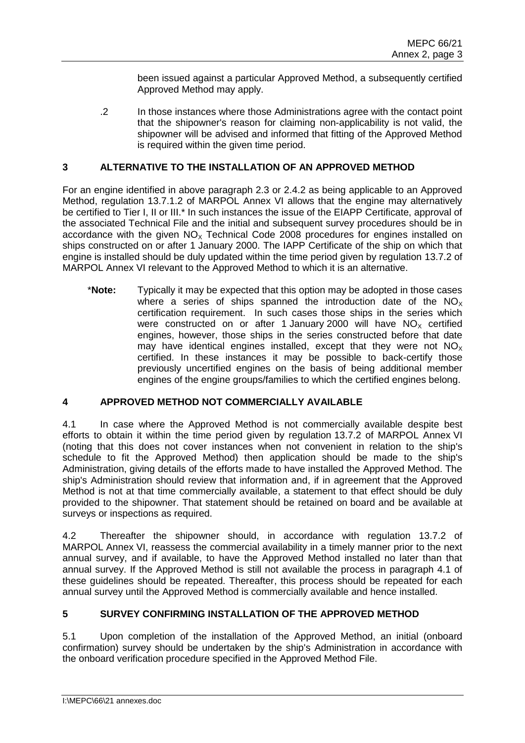been issued against a particular Approved Method, a subsequently certified Approved Method may apply.

.2 In those instances where those Administrations agree with the contact point that the shipowner's reason for claiming non-applicability is not valid, the shipowner will be advised and informed that fitting of the Approved Method is required within the given time period.

## 3 ALTERNATIVE TO THE INSTALLATION OF AN APPROVED METHOD

For an engine identified in above paragraph 2.3 or 2.4.2 as being applicable to an Approved Method, regulation 13.7.1.2 of MARPOL Annex VI allows that the engine may alternatively be certified to Tier I, II or III.* In such instances the issue of the EIAPP Certificate, approval of the associated Technical File and the initial and subsequent survey procedures should be in accordance with the given $NO_X$ Technical Code 2008 procedures for engines installed on ships constructed on or after 1 January 2000. The IAPP Certificate of the ship on which that engine is installed should be duly updated within the time period given by regulation 13.7.2 of MARPOL Annex VI relevant to the Approved Method to which it is an alternative.

*__Note:__ Typically it may be expected that this option may be adopted in those cases where a series of ships spanned the introduction date of the $NO_X$ certification requirement. In such cases those ships in the series which were constructed on or after 1 January 2000 will have $NO_X$ certified engines, however, those ships in the series constructed before that date may have identical engines installed, except that they were not $NO_X$ certified. In these instances it may be possible to back-certify those previously uncertified engines on the basis of being additional member engines of the engine groups/families to which the certified engines belong.

## 4 APPROVED METHOD NOT COMMERCIALLY AVAILABLE

4.1 In case where the Approved Method is not commercially available despite best efforts to obtain it within the time period given by regulation 13.7.2 of MARPOL Annex VI (noting that this does not cover instances when not convenient in relation to the ship's schedule to fit the Approved Method) then application should be made to the ship's Administration, giving details of the efforts made to have installed the Approved Method. The ship's Administration should review that information and, if in agreement that the Approved Method is not at that time commercially available, a statement to that effect should be duly provided to the shipowner. That statement should be retained on board and be available at surveys or inspections as required.

4.2 Thereafter the shipowner should, in accordance with regulation 13.7.2 of MARPOL Annex VI, reassess the commercial availability in a timely manner prior to the next annual survey, and if available, to have the Approved Method installed no later than that annual survey. If the Approved Method is still not available the process in paragraph 4.1 of these guidelines should be repeated. Thereafter, this process should be repeated for each annual survey until the Approved Method is commercially available and hence installed.

## 5 SURVEY CONFIRMING INSTALLATION OF THE APPROVED METHOD

5.1 Upon completion of the installation of the Approved Method, an initial (onboard confirmation) survey should be undertaken by the ship's Administration in accordance with the onboard verification procedure specified in the Approved Method File.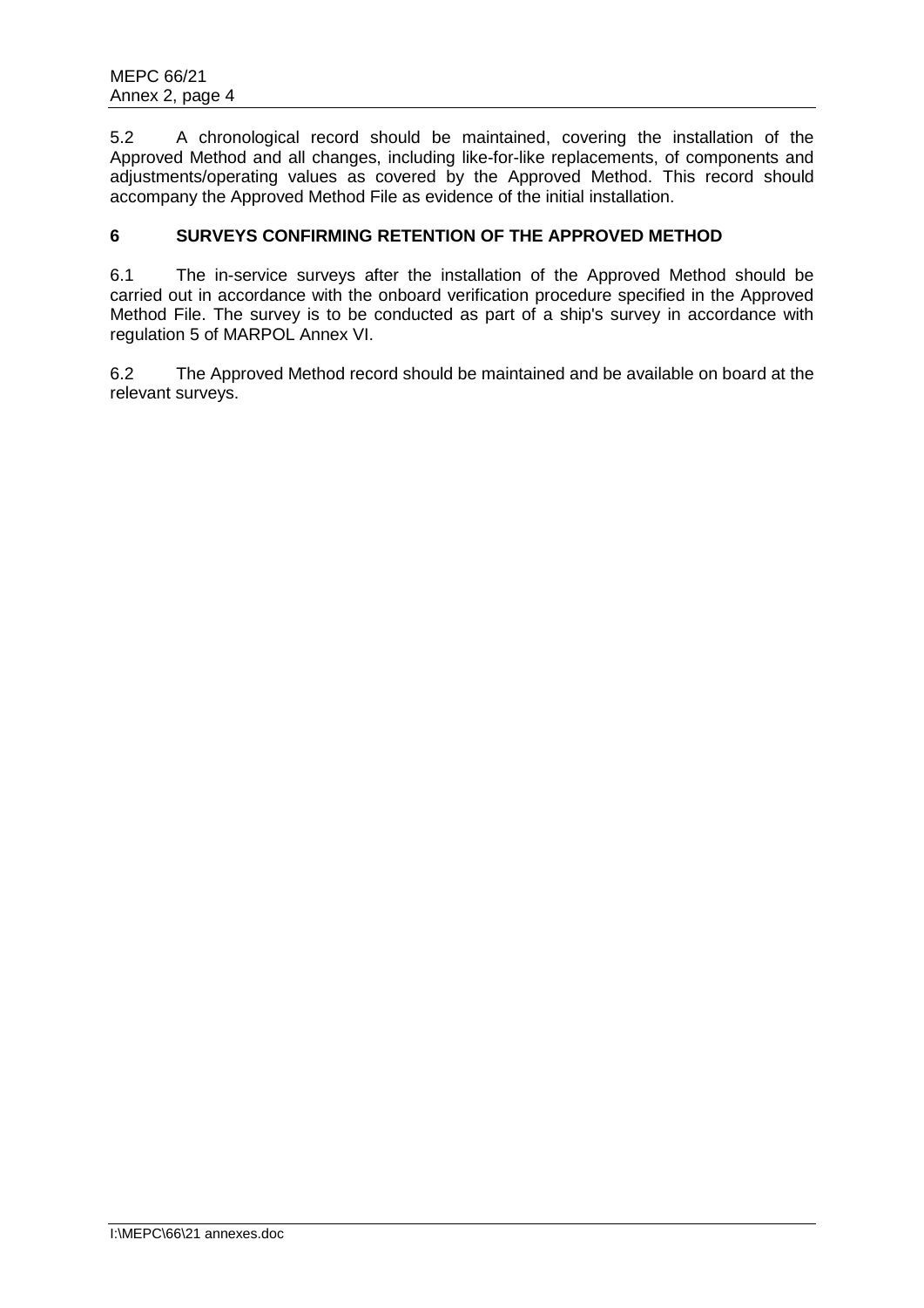5.2 A chronological record should be maintained, covering the installation of the Approved Method and all changes, including like-for-like replacements, of components and adjustments/operating values as covered by the Approved Method. This record should accompany the Approved Method File as evidence of the initial installation.

## 6 SURVEYS CONFIRMING RETENTION OF THE APPROVED METHOD

6.1 The in-service surveys after the installation of the Approved Method should be carried out in accordance with the onboard verification procedure specified in the Approved Method File. The survey is to be conducted as part of a ship's survey in accordance with regulation 5 of MARPOL Annex VI.

6.2 The Approved Method record should be maintained and be available on board at the relevant surveys.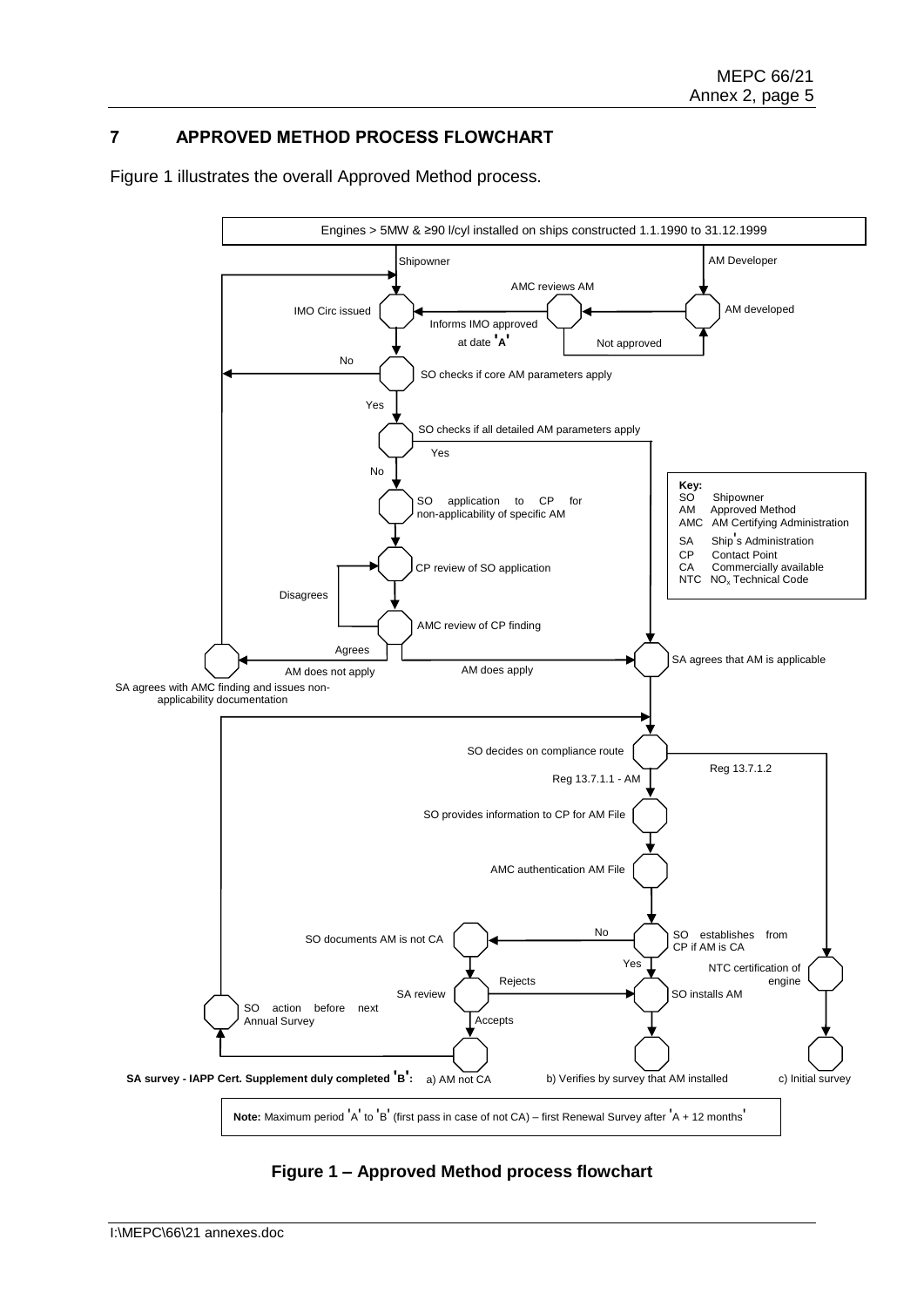## 7 APPROVED METHOD PROCESS FLOWCHART

Figure 1 illustrates the overall Approved Method process.

Engines > 5MW & ≥90 l/cyl installed on ships constructed 1.1.1990 to 31.12.1999

Shipowner

AM Developer

AMC reviews AM

IMO Circ issued

Informs IMO approved at date 'A'

AM developed

Not approved

No

SO checks if core AM parameters apply

Yes

SO checks if all detailed AM parameters apply

Yes

No

SO application to CP for non-applicability of specific AM

**Key:**
SO Shipowner
AM Approved Method
AMC AM Certifying Administration
SA Ship's Administration
CP Contact Point
CA Commercially available
NTC $NO_x$ Technical Code

CP review of SO application

Disagrees

AMC review of CP finding

Agrees

AM does not apply

AM does apply

SA agrees that AM is applicable

SA agrees with AMC finding and issues non-applicability documentation

SO decides on compliance route

Reg 13.7.1.1 - AM

Reg 13.7.1.2

SO provides information to CP for AM File

AMC authentication AM File

No

SO documents AM is not CA

SO establishes from CP if AM is CA

Yes

NTC certification of engine

SA review

Rejects

SO installs AM

SO action before next Annual Survey

Accepts

**SA survey - IAPP Cert. Supplement duly completed 'B':** a) AM not CA

b) Verifies by survey that AM installed

c) Initial survey

**Note:** Maximum period 'A' to 'B' (first pass in case of not CA) – first Renewal Survey after 'A + 12 months'

**Figure 1 – Approved Method process flowchart**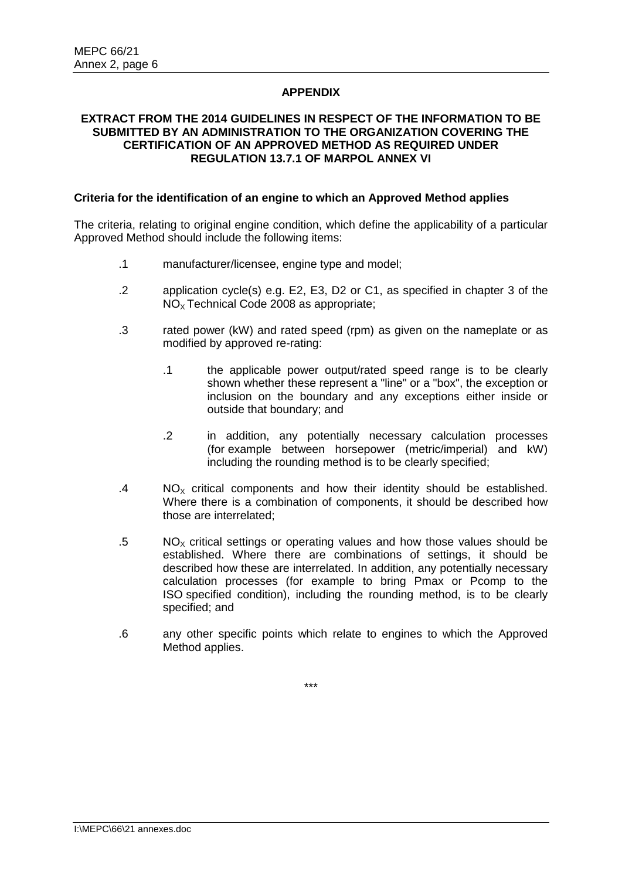## APPENDIX

### EXTRACT FROM THE 2014 GUIDELINES IN RESPECT OF THE INFORMATION TO BE SUBMITTED BY AN ADMINISTRATION TO THE ORGANIZATION COVERING THE CERTIFICATION OF AN APPROVED METHOD AS REQUIRED UNDER REGULATION 13.7.1 OF MARPOL ANNEX VI

**Criteria for the identification of an engine to which an Approved Method applies**

The criteria, relating to original engine condition, which define the applicability of a particular Approved Method should include the following items:

.1 manufacturer/licensee, engine type and model;

.2 application cycle(s) e.g. E2, E3, D2 or C1, as specified in chapter 3 of the $NO_x$ Technical Code 2008 as appropriate;

.3 rated power (kW) and rated speed (rpm) as given on the nameplate or as modified by approved re-rating:

  .1 the applicable power output/rated speed range is to be clearly shown whether these represent a "line" or a "box", the exception or inclusion on the boundary and any exceptions either inside or outside that boundary; and

  .2 in addition, any potentially necessary calculation processes (for example between horsepower (metric/imperial) and kW) including the rounding method is to be clearly specified;

.4 $NO_x$ critical components and how their identity should be established. Where there is a combination of components, it should be described how those are interrelated;

.5 $NO_x$ critical settings or operating values and how those values should be established. Where there are combinations of settings, it should be described how these are interrelated. In addition, any potentially necessary calculation processes (for example to bring Pmax or Pcomp to the ISO specified condition), including the rounding method, is to be clearly specified; and

.6 any other specific points which relate to engines to which the Approved Method applies.

\*\*\*